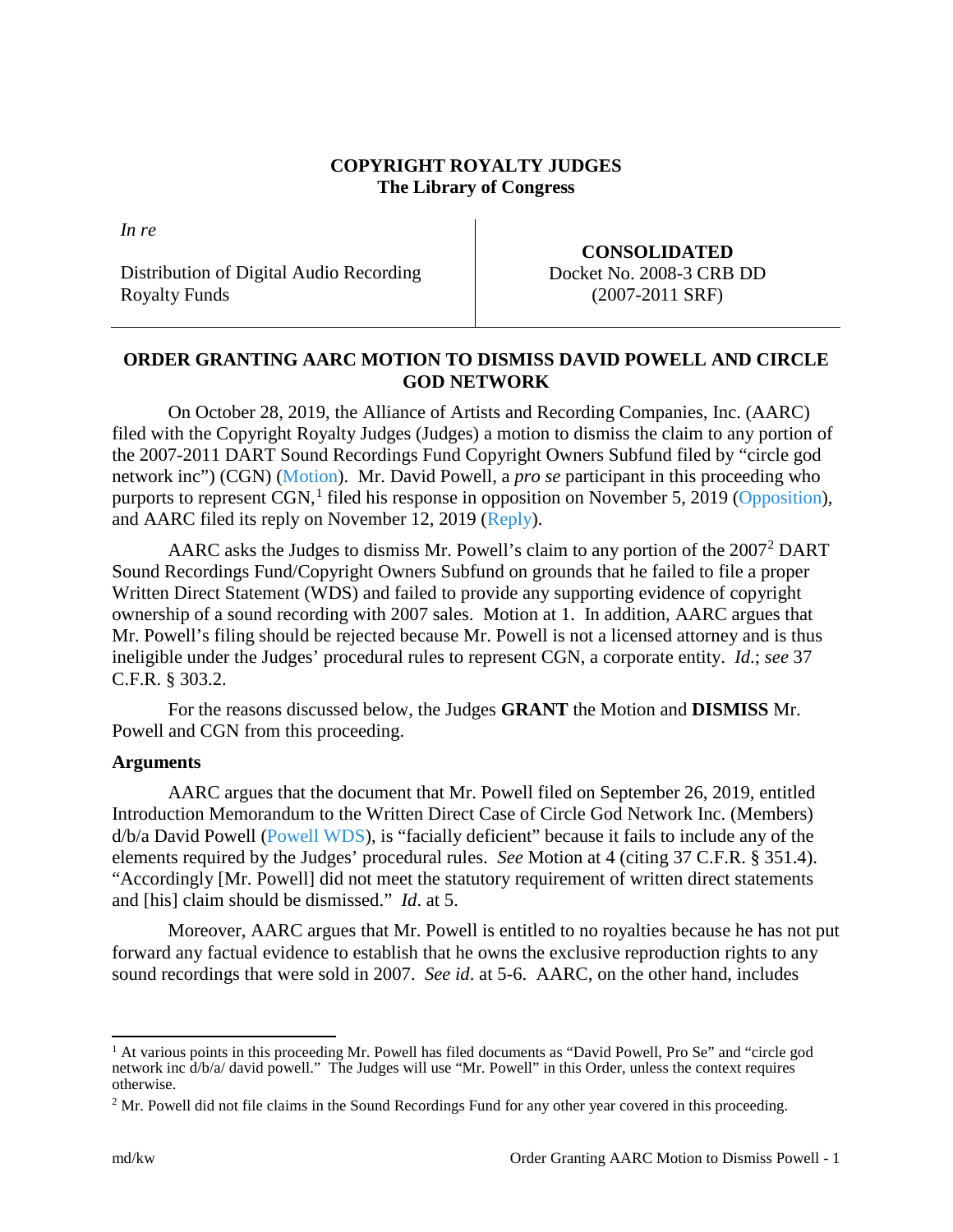**COPYRIGHT ROYALTY JUDGES**
**The Library of Congress**

| *In re* Distribution of Digital Audio Recording Royalty Funds | **CONSOLIDATED** Docket No. 2008-3 CRB DD (2007-2011 SRF) |
|---|---|

## ORDER GRANTING AARC MOTION TO DISMISS DAVID POWELL AND CIRCLE GOD NETWORK

On October 28, 2019, the Alliance of Artists and Recording Companies, Inc. (AARC) filed with the Copyright Royalty Judges (Judges) a motion to dismiss the claim to any portion of the 2007-2011 DART Sound Recordings Fund Copyright Owners Subfund filed by "circle god network inc") (CGN) (Motion). Mr. David Powell, a *pro se* participant in this proceeding who purports to represent CGN,[1] filed his response in opposition on November 5, 2019 (Opposition), and AARC filed its reply on November 12, 2019 (Reply).

AARC asks the Judges to dismiss Mr. Powell's claim to any portion of the 2007[2] DART Sound Recordings Fund/Copyright Owners Subfund on grounds that he failed to file a proper Written Direct Statement (WDS) and failed to provide any supporting evidence of copyright ownership of a sound recording with 2007 sales. Motion at 1. In addition, AARC argues that Mr. Powell's filing should be rejected because Mr. Powell is not a licensed attorney and is thus ineligible under the Judges' procedural rules to represent CGN, a corporate entity. *Id.*; *see* 37 C.F.R. § 303.2.

For the reasons discussed below, the Judges **GRANT** the Motion and **DISMISS** Mr. Powell and CGN from this proceeding.

**Arguments**

AARC argues that the document that Mr. Powell filed on September 26, 2019, entitled Introduction Memorandum to the Written Direct Case of Circle God Network Inc. (Members) d/b/a David Powell (Powell WDS), is "facially deficient" because it fails to include any of the elements required by the Judges' procedural rules. *See* Motion at 4 (citing 37 C.F.R. § 351.4). "Accordingly [Mr. Powell] did not meet the statutory requirement of written direct statements and [his] claim should be dismissed." *Id*. at 5.

Moreover, AARC argues that Mr. Powell is entitled to no royalties because he has not put forward any factual evidence to establish that he owns the exclusive reproduction rights to any sound recordings that were sold in 2007. *See id*. at 5-6. AARC, on the other hand, includes

[1] At various points in this proceeding Mr. Powell has filed documents as "David Powell, Pro Se" and "circle god network inc d/b/a/ david powell." The Judges will use "Mr. Powell" in this Order, unless the context requires otherwise.

[2] Mr. Powell did not file claims in the Sound Recordings Fund for any other year covered in this proceeding.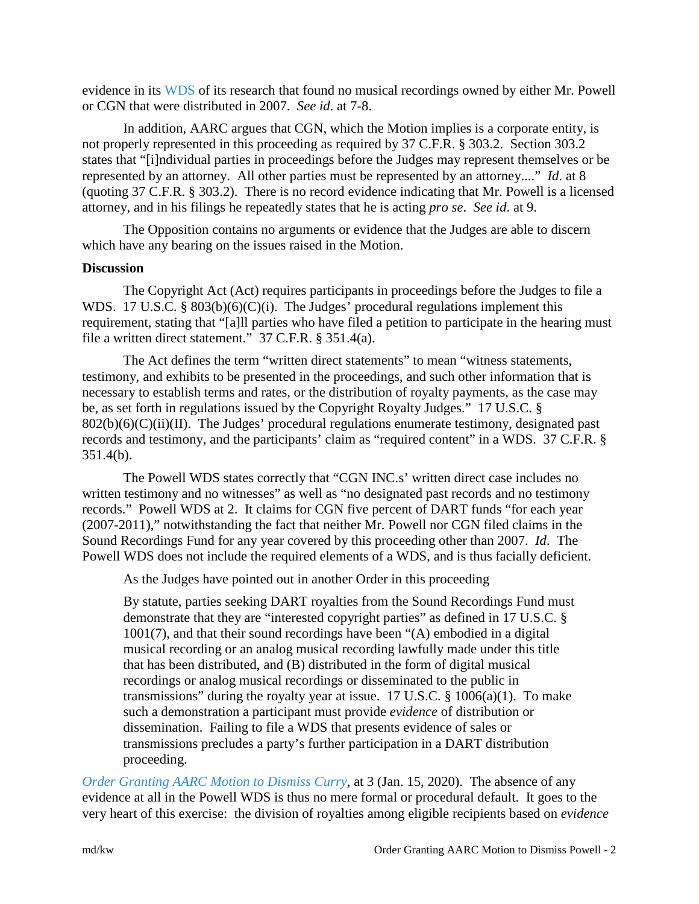evidence in its WDS of its research that found no musical recordings owned by either Mr. Powell or CGN that were distributed in 2007. *See id.* at 7-8.

In addition, AARC argues that CGN, which the Motion implies is a corporate entity, is not properly represented in this proceeding as required by 37 C.F.R. § 303.2. Section 303.2 states that "[i]ndividual parties in proceedings before the Judges may represent themselves or be represented by an attorney. All other parties must be represented by an attorney...." *Id*. at 8 (quoting 37 C.F.R. § 303.2). There is no record evidence indicating that Mr. Powell is a licensed attorney, and in his filings he repeatedly states that he is acting *pro se*. *See id*. at 9.

The Opposition contains no arguments or evidence that the Judges are able to discern which have any bearing on the issues raised in the Motion.

**Discussion**

The Copyright Act (Act) requires participants in proceedings before the Judges to file a WDS. 17 U.S.C. § 803(b)(6)(C)(i). The Judges' procedural regulations implement this requirement, stating that "[a]ll parties who have filed a petition to participate in the hearing must file a written direct statement." 37 C.F.R. § 351.4(a).

The Act defines the term "written direct statements" to mean "witness statements, testimony, and exhibits to be presented in the proceedings, and such other information that is necessary to establish terms and rates, or the distribution of royalty payments, as the case may be, as set forth in regulations issued by the Copyright Royalty Judges." 17 U.S.C. § 802(b)(6)(C)(ii)(II). The Judges' procedural regulations enumerate testimony, designated past records and testimony, and the participants' claim as "required content" in a WDS. 37 C.F.R. § 351.4(b).

The Powell WDS states correctly that "CGN INC.s' written direct case includes no written testimony and no witnesses" as well as "no designated past records and no testimony records." Powell WDS at 2. It claims for CGN five percent of DART funds "for each year (2007-2011)," notwithstanding the fact that neither Mr. Powell nor CGN filed claims in the Sound Recordings Fund for any year covered by this proceeding other than 2007. *Id*. The Powell WDS does not include the required elements of a WDS, and is thus facially deficient.

As the Judges have pointed out in another Order in this proceeding

> By statute, parties seeking DART royalties from the Sound Recordings Fund must demonstrate that they are "interested copyright parties" as defined in 17 U.S.C. § 1001(7), and that their sound recordings have been "(A) embodied in a digital musical recording or an analog musical recording lawfully made under this title that has been distributed, and (B) distributed in the form of digital musical recordings or analog musical recordings or disseminated to the public in transmissions" during the royalty year at issue. 17 U.S.C. § 1006(a)(1). To make such a demonstration a participant must provide *evidence* of distribution or dissemination. Failing to file a WDS that presents evidence of sales or transmissions precludes a party's further participation in a DART distribution proceeding.

*Order Granting AARC Motion to Dismiss Curry*, at 3 (Jan. 15, 2020). The absence of any evidence at all in the Powell WDS is thus no mere formal or procedural default. It goes to the very heart of this exercise: the division of royalties among eligible recipients based on *evidence*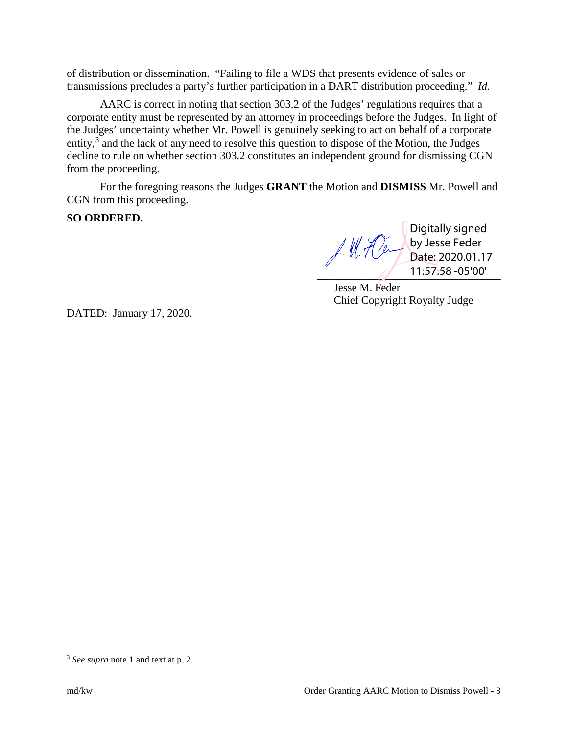of distribution or dissemination. “Failing to file a WDS that presents evidence of sales or transmissions precludes a party’s further participation in a DART distribution proceeding.” *Id.*

AARC is correct in noting that section 303.2 of the Judges’ regulations requires that a corporate entity must be represented by an attorney in proceedings before the Judges. In light of the Judges’ uncertainty whether Mr. Powell is genuinely seeking to act on behalf of a corporate entity,[3] and the lack of any need to resolve this question to dispose of the Motion, the Judges decline to rule on whether section 303.2 constitutes an independent ground for dismissing CGN from the proceeding.

For the foregoing reasons the Judges **GRANT** the Motion and **DISMISS** Mr. Powell and CGN from this proceeding.

**SO ORDERED.**

Digitally signed by Jesse Feder
Date: 2020.01.17 11:57:58 -05'00'

Jesse M. Feder
Chief Copyright Royalty Judge

DATED: January 17, 2020.

[3] *See supra* note 1 and text at p. 2.

md/kw